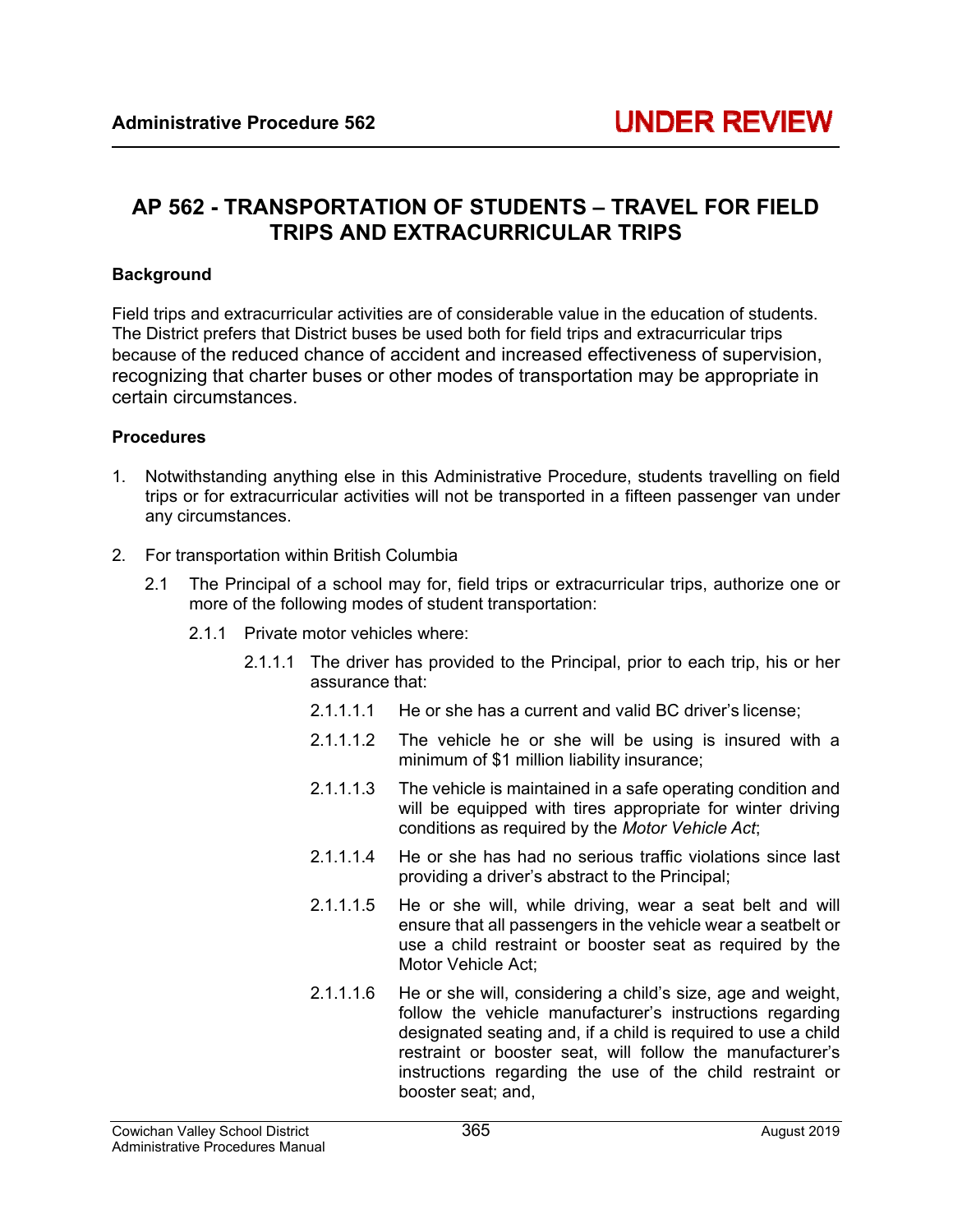Administrative Procedure 562 **UNDER REVIEW**

# AP 562 - TRANSPORTATION OF STUDENTS – TRAVEL FOR FIELD TRIPS AND EXTRACURRICULAR TRIPS

## Background

Field trips and extracurricular activities are of considerable value in the education of students. The District prefers that District buses be used both for field trips and extracurricular trips because of the reduced chance of accident and increased effectiveness of supervision, recognizing that charter buses or other modes of transportation may be appropriate in certain circumstances.

## Procedures

1. Notwithstanding anything else in this Administrative Procedure, students travelling on field trips or for extracurricular activities will not be transported in a fifteen passenger van under any circumstances.

2. For transportation within British Columbia

   2.1 The Principal of a school may for, field trips or extracurricular trips, authorize one or more of the following modes of student transportation:

   2.1.1 Private motor vehicles where:

   2.1.1.1 The driver has provided to the Principal, prior to each trip, his or her assurance that:

   2.1.1.1.1 He or she has a current and valid BC driver's license;

   2.1.1.1.2 The vehicle he or she will be using is insured with a minimum of $1 million liability insurance;

   2.1.1.1.3 The vehicle is maintained in a safe operating condition and will be equipped with tires appropriate for winter driving conditions as required by the *Motor Vehicle Act*;

   2.1.1.1.4 He or she has had no serious traffic violations since last providing a driver's abstract to the Principal;

   2.1.1.1.5 He or she will, while driving, wear a seat belt and will ensure that all passengers in the vehicle wear a seatbelt or use a child restraint or booster seat as required by the Motor Vehicle Act;

   2.1.1.1.6 He or she will, considering a child's size, age and weight, follow the vehicle manufacturer's instructions regarding designated seating and, if a child is required to use a child restraint or booster seat, will follow the manufacturer's instructions regarding the use of the child restraint or booster seat; and,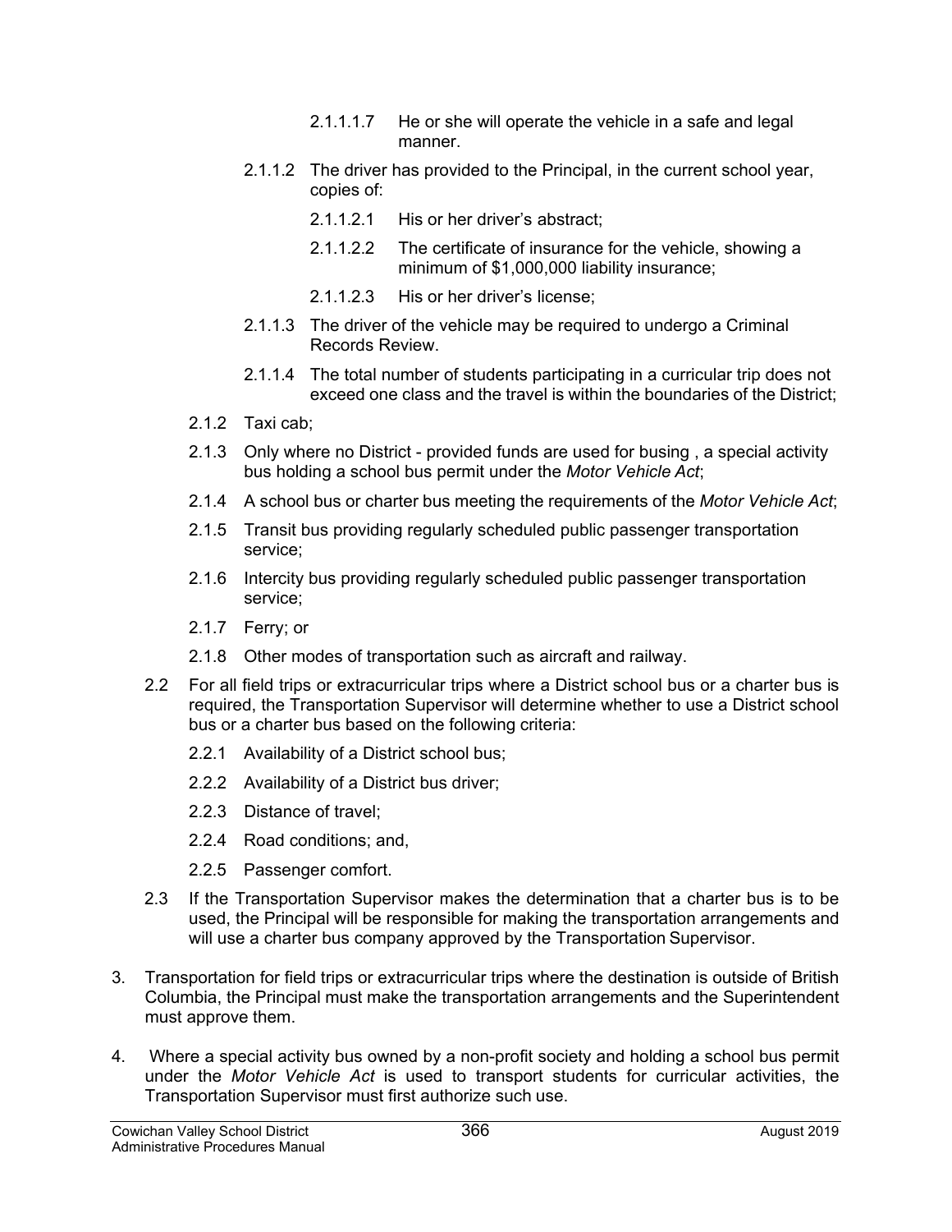2.1.1.1.7 He or she will operate the vehicle in a safe and legal manner.

2.1.1.2 The driver has provided to the Principal, in the current school year, copies of:

2.1.1.2.1 His or her driver's abstract;

2.1.1.2.2 The certificate of insurance for the vehicle, showing a minimum of $1,000,000 liability insurance;

2.1.1.2.3 His or her driver's license;

2.1.1.3 The driver of the vehicle may be required to undergo a Criminal Records Review.

2.1.1.4 The total number of students participating in a curricular trip does not exceed one class and the travel is within the boundaries of the District;

2.1.2 Taxi cab;

2.1.3 Only where no District - provided funds are used for busing , a special activity bus holding a school bus permit under the *Motor Vehicle Act*;

2.1.4 A school bus or charter bus meeting the requirements of the *Motor Vehicle Act*;

2.1.5 Transit bus providing regularly scheduled public passenger transportation service;

2.1.6 Intercity bus providing regularly scheduled public passenger transportation service;

2.1.7 Ferry; or

2.1.8 Other modes of transportation such as aircraft and railway.

2.2 For all field trips or extracurricular trips where a District school bus or a charter bus is required, the Transportation Supervisor will determine whether to use a District school bus or a charter bus based on the following criteria:

2.2.1 Availability of a District school bus;

2.2.2 Availability of a District bus driver;

2.2.3 Distance of travel;

2.2.4 Road conditions; and,

2.2.5 Passenger comfort.

2.3 If the Transportation Supervisor makes the determination that a charter bus is to be used, the Principal will be responsible for making the transportation arrangements and will use a charter bus company approved by the Transportation Supervisor.

3. Transportation for field trips or extracurricular trips where the destination is outside of British Columbia, the Principal must make the transportation arrangements and the Superintendent must approve them.

4. Where a special activity bus owned by a non-profit society and holding a school bus permit under the *Motor Vehicle Act* is used to transport students for curricular activities, the Transportation Supervisor must first authorize such use.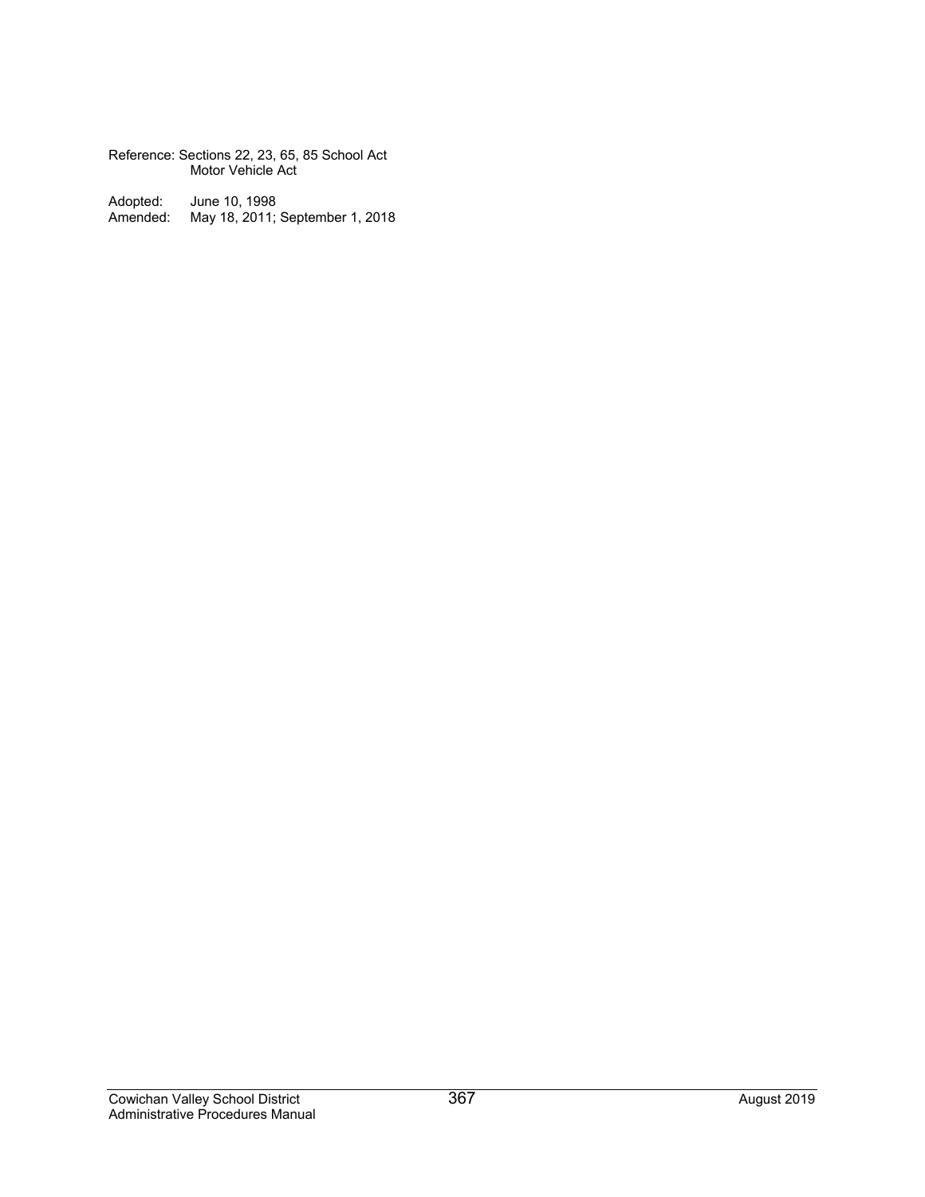Reference: Sections 22, 23, 65, 85 School Act
Motor Vehicle Act

Adopted: June 10, 1998
Amended: May 18, 2011; September 1, 2018